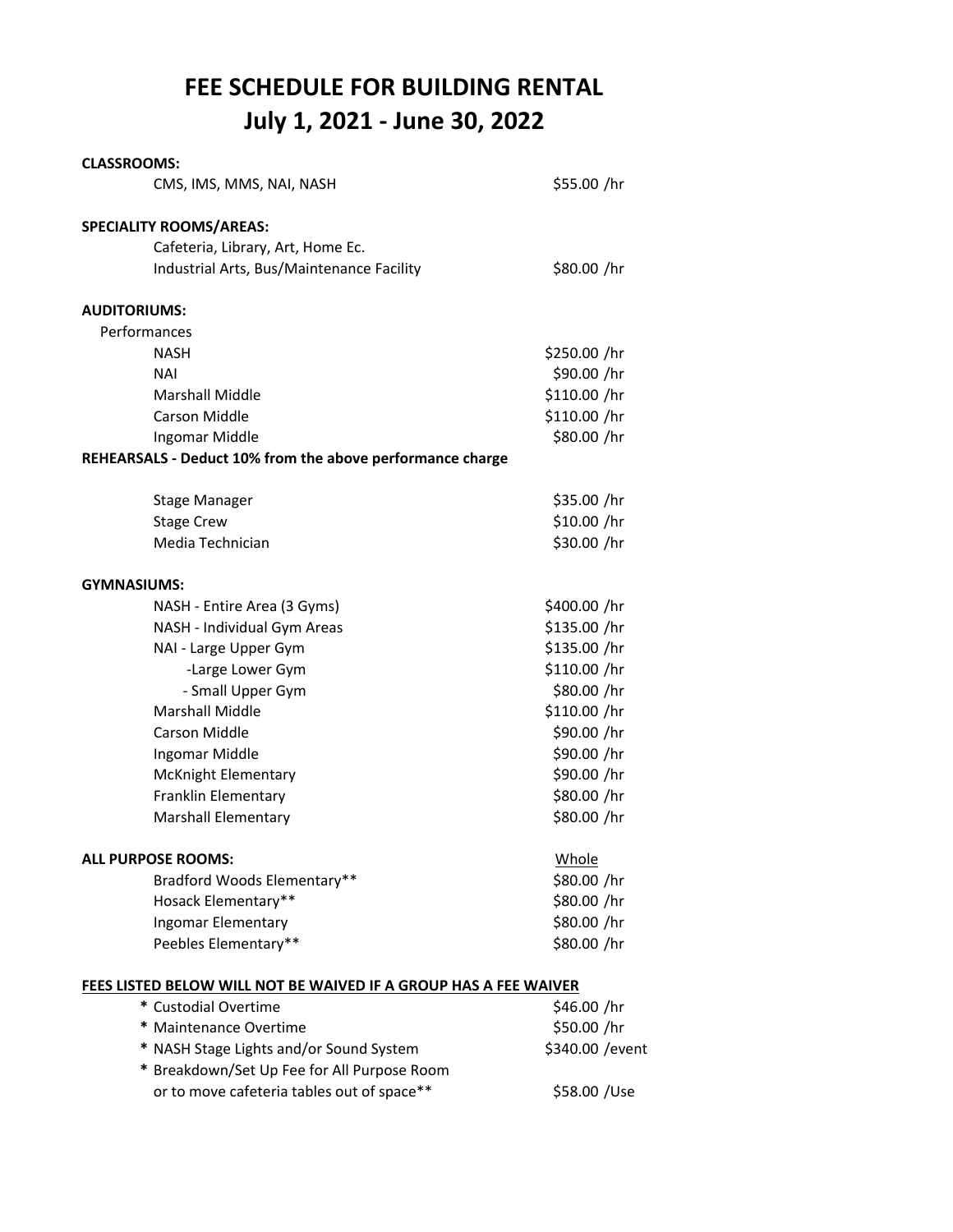# FEE SCHEDULE FOR BUILDING RENTAL
## July 1, 2021 - June 30, 2022

**CLASSROOMS:**

| | |
|---|---|
| CMS, IMS, MMS, NAI, NASH | $55.00 /hr |

**SPECIALITY ROOMS/AREAS:**

| | |
|---|---|
| Cafeteria, Library, Art, Home Ec. Industrial Arts, Bus/Maintenance Facility | $80.00 /hr |

**AUDITORIUMS:**

Performances

| | |
|---|---|
| NASH | $250.00 /hr |
| NAI | $90.00 /hr |
| Marshall Middle | $110.00 /hr |
| Carson Middle | $110.00 /hr |
| Ingomar Middle | $80.00 /hr |

**REHEARSALS - Deduct 10% from the above performance charge**

| | |
|---|---|
| Stage Manager | $35.00 /hr |
| Stage Crew | $10.00 /hr |
| Media Technician | $30.00 /hr |

**GYMNASIUMS:**

| | |
|---|---|
| NASH - Entire Area (3 Gyms) | $400.00 /hr |
| NASH - Individual Gym Areas | $135.00 /hr |
| NAI - Large Upper Gym | $135.00 /hr |
| -Large Lower Gym | $110.00 /hr |
| - Small Upper Gym | $80.00 /hr |
| Marshall Middle | $110.00 /hr |
| Carson Middle | $90.00 /hr |
| Ingomar Middle | $90.00 /hr |
| McKnight Elementary | $90.00 /hr |
| Franklin Elementary | $80.00 /hr |
| Marshall Elementary | $80.00 /hr |

**ALL PURPOSE ROOMS:**

| | Whole |
|---|---|
| Bradford Woods Elementary** | $80.00 /hr |
| Hosack Elementary** | $80.00 /hr |
| Ingomar Elementary | $80.00 /hr |
| Peebles Elementary** | $80.00 /hr |

**FEES LISTED BELOW WILL NOT BE WAIVED IF A GROUP HAS A FEE WAIVER**

| | |
|---|---|
| * Custodial Overtime | $46.00 /hr |
| * Maintenance Overtime | $50.00 /hr |
| * NASH Stage Lights and/or Sound System | $340.00 /event |
| * Breakdown/Set Up Fee for All Purpose Room or to move cafeteria tables out of space** | $58.00 /Use |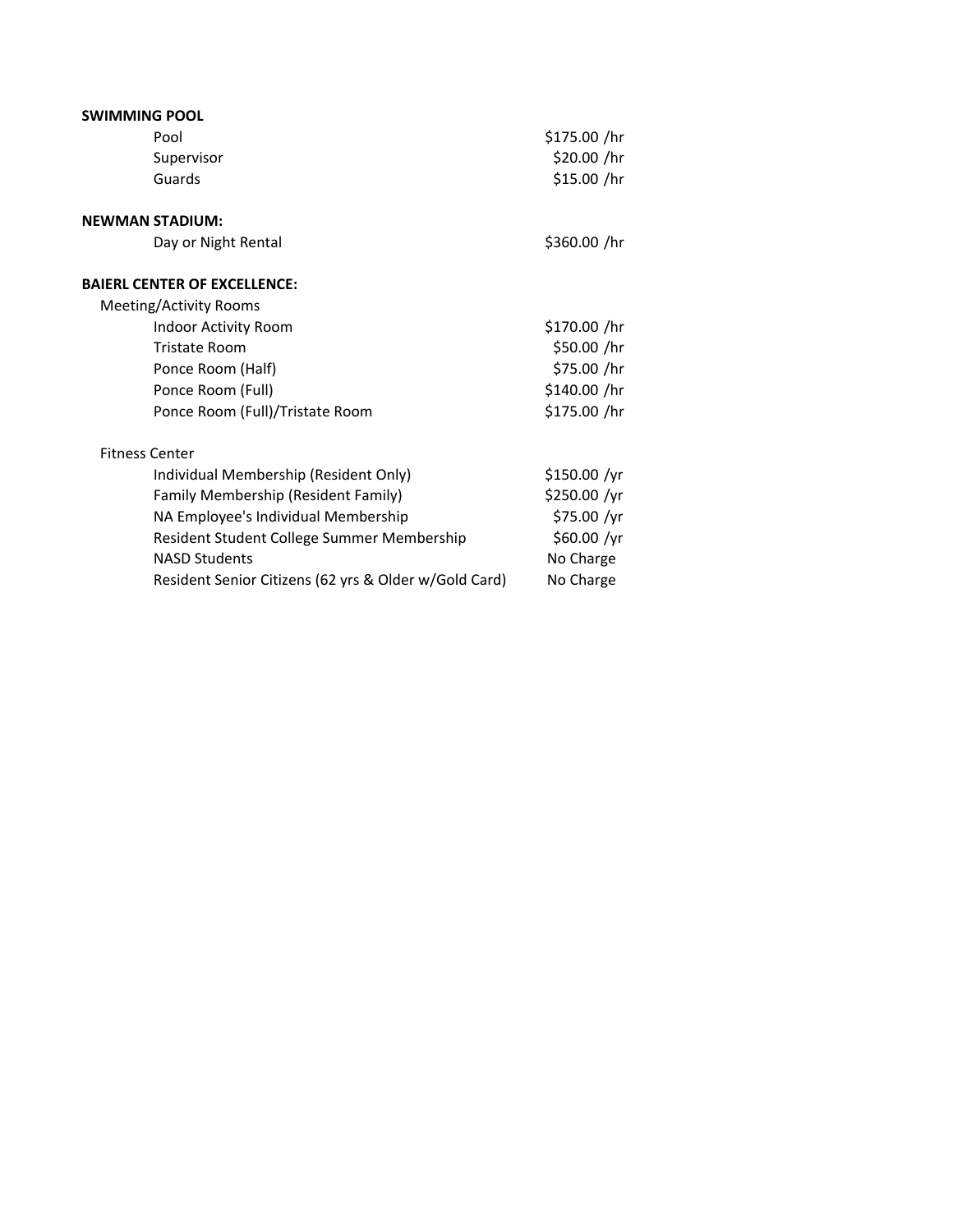**SWIMMING POOL**

| | |
|---|---|
| Pool | $175.00 /hr |
| Supervisor | $20.00 /hr |
| Guards | $15.00 /hr |

**NEWMAN STADIUM:**

| | |
|---|---|
| Day or Night Rental | $360.00 /hr |

**BAIERL CENTER OF EXCELLENCE:**

Meeting/Activity Rooms

| | |
|---|---|
| Indoor Activity Room | $170.00 /hr |
| Tristate Room | $50.00 /hr |
| Ponce Room (Half) | $75.00 /hr |
| Ponce Room (Full) | $140.00 /hr |
| Ponce Room (Full)/Tristate Room | $175.00 /hr |

Fitness Center

| | |
|---|---|
| Individual Membership (Resident Only) | $150.00 /yr |
| Family Membership (Resident Family) | $250.00 /yr |
| NA Employee's Individual Membership | $75.00 /yr |
| Resident Student College Summer Membership | $60.00 /yr |
| NASD Students | No Charge |
| Resident Senior Citizens (62 yrs & Older w/Gold Card) | No Charge |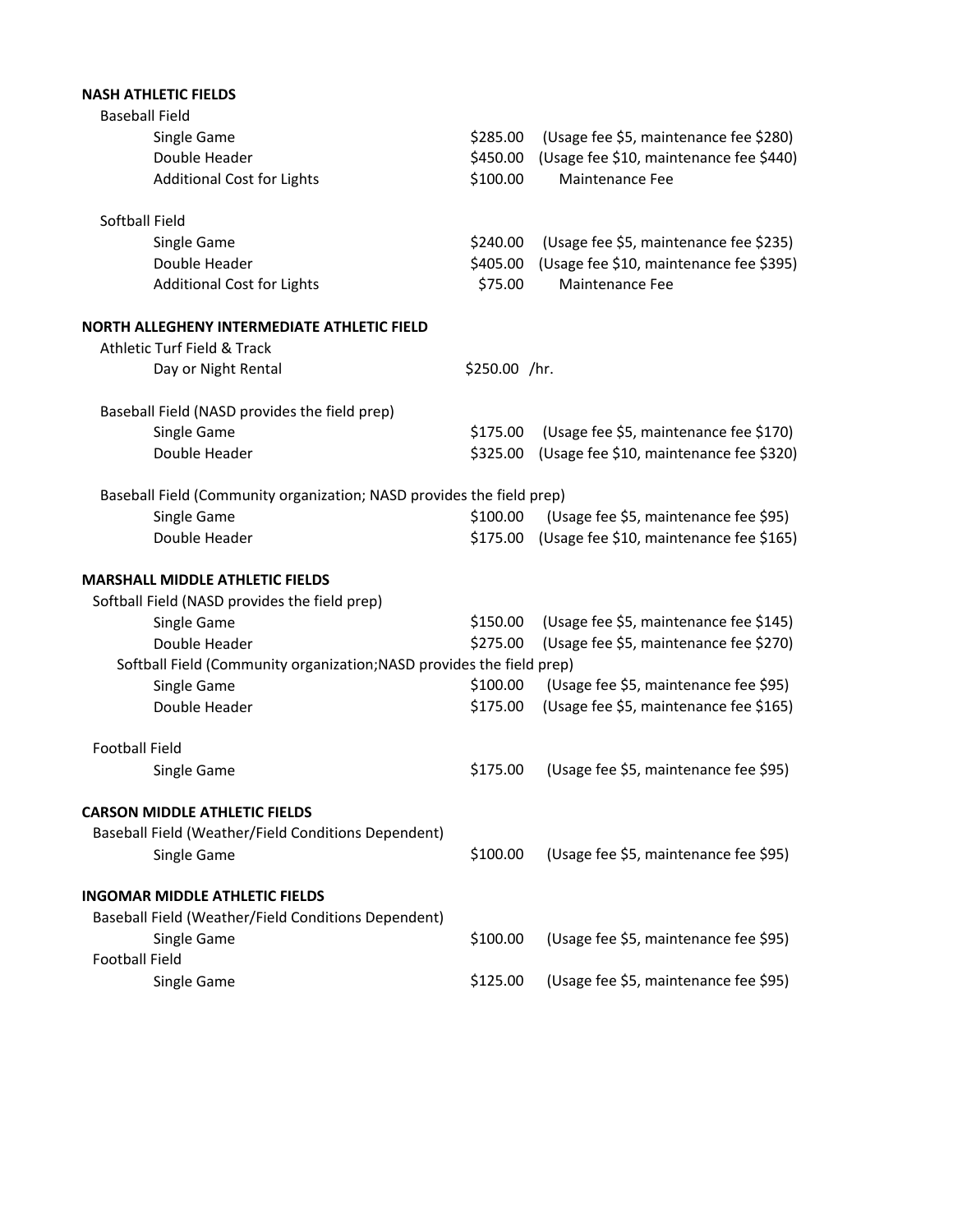**NASH ATHLETIC FIELDS**

| | | |
|---|---|---|
| **Baseball Field** | | |
| Single Game | \$285.00 | (Usage fee \$5, maintenance fee \$280) |
| Double Header | \$450.00 | (Usage fee \$10, maintenance fee \$440) |
| Additional Cost for Lights | \$100.00 | Maintenance Fee |
| **Softball Field** | | |
| Single Game | \$240.00 | (Usage fee \$5, maintenance fee \$235) |
| Double Header | \$405.00 | (Usage fee \$10, maintenance fee \$395) |
| Additional Cost for Lights | \$75.00 | Maintenance Fee |

**NORTH ALLEGHENY INTERMEDIATE ATHLETIC FIELD**

| | | |
|---|---|---|
| **Athletic Turf Field & Track** | | |
| Day or Night Rental | \$250.00 /hr. | |
| **Baseball Field (NASD provides the field prep)** | | |
| Single Game | \$175.00 | (Usage fee \$5, maintenance fee \$170) |
| Double Header | \$325.00 | (Usage fee \$10, maintenance fee \$320) |
| **Baseball Field (Community organization; NASD provides the field prep)** | | |
| Single Game | \$100.00 | (Usage fee \$5, maintenance fee \$95) |
| Double Header | \$175.00 | (Usage fee \$10, maintenance fee \$165) |

**MARSHALL MIDDLE ATHLETIC FIELDS**

| | | |
|---|---|---|
| **Softball Field (NASD provides the field prep)** | | |
| Single Game | \$150.00 | (Usage fee \$5, maintenance fee \$145) |
| Double Header | \$275.00 | (Usage fee \$5, maintenance fee \$270) |
| **Softball Field (Community organization;NASD provides the field prep)** | | |
| Single Game | \$100.00 | (Usage fee \$5, maintenance fee \$95) |
| Double Header | \$175.00 | (Usage fee \$5, maintenance fee \$165) |
| **Football Field** | | |
| Single Game | \$175.00 | (Usage fee \$5, maintenance fee \$95) |

**CARSON MIDDLE ATHLETIC FIELDS**

| | | |
|---|---|---|
| **Baseball Field (Weather/Field Conditions Dependent)** | | |
| Single Game | \$100.00 | (Usage fee \$5, maintenance fee \$95) |

**INGOMAR MIDDLE ATHLETIC FIELDS**

| | | |
|---|---|---|
| **Baseball Field (Weather/Field Conditions Dependent)** | | |
| Single Game | \$100.00 | (Usage fee \$5, maintenance fee \$95) |
| **Football Field** | | |
| Single Game | \$125.00 | (Usage fee \$5, maintenance fee \$95) |